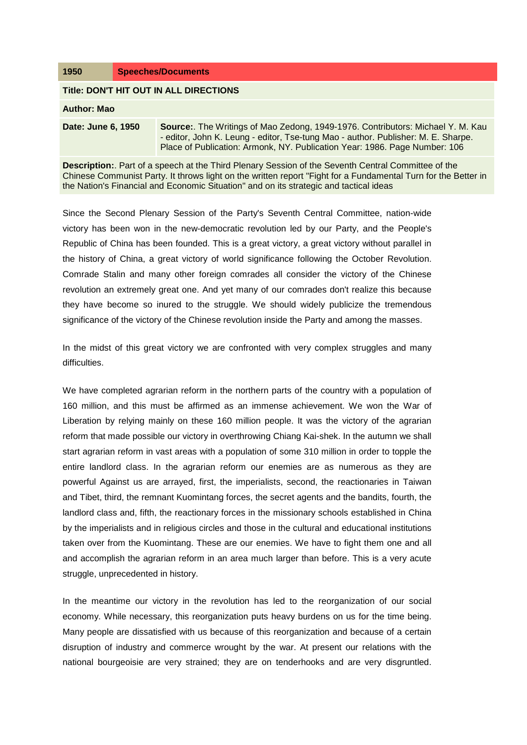| 1950 | Speeches/Documents |
| --- | --- |

**Title: DON'T HIT OUT IN ALL DIRECTIONS**

**Author: Mao**

| **Date: June 6, 1950** | **Source:**. The Writings of Mao Zedong, 1949-1976. Contributors: Michael Y. M. Kau - editor, John K. Leung - editor, Tse-tung Mao - author. Publisher: M. E. Sharpe. Place of Publication: Armonk, NY. Publication Year: 1986. Page Number: 106 |
| --- | --- |

**Description:**. Part of a speech at the Third Plenary Session of the Seventh Central Committee of the Chinese Communist Party. It throws light on the written report "Fight for a Fundamental Turn for the Better in the Nation's Financial and Economic Situation" and on its strategic and tactical ideas

Since the Second Plenary Session of the Party's Seventh Central Committee, nation-wide victory has been won in the new-democratic revolution led by our Party, and the People's Republic of China has been founded. This is a great victory, a great victory without parallel in the history of China, a great victory of world significance following the October Revolution. Comrade Stalin and many other foreign comrades all consider the victory of the Chinese revolution an extremely great one. And yet many of our comrades don't realize this because they have become so inured to the struggle. We should widely publicize the tremendous significance of the victory of the Chinese revolution inside the Party and among the masses.

In the midst of this great victory we are confronted with very complex struggles and many difficulties.

We have completed agrarian reform in the northern parts of the country with a population of 160 million, and this must be affirmed as an immense achievement. We won the War of Liberation by relying mainly on these 160 million people. It was the victory of the agrarian reform that made possible our victory in overthrowing Chiang Kai-shek. In the autumn we shall start agrarian reform in vast areas with a population of some 310 million in order to topple the entire landlord class. In the agrarian reform our enemies are as numerous as they are powerful Against us are arrayed, first, the imperialists, second, the reactionaries in Taiwan and Tibet, third, the remnant Kuomintang forces, the secret agents and the bandits, fourth, the landlord class and, fifth, the reactionary forces in the missionary schools established in China by the imperialists and in religious circles and those in the cultural and educational institutions taken over from the Kuomintang. These are our enemies. We have to fight them one and all and accomplish the agrarian reform in an area much larger than before. This is a very acute struggle, unprecedented in history.

In the meantime our victory in the revolution has led to the reorganization of our social economy. While necessary, this reorganization puts heavy burdens on us for the time being. Many people are dissatisfied with us because of this reorganization and because of a certain disruption of industry and commerce wrought by the war. At present our relations with the national bourgeoisie are very strained; they are on tenderhooks and are very disgruntled.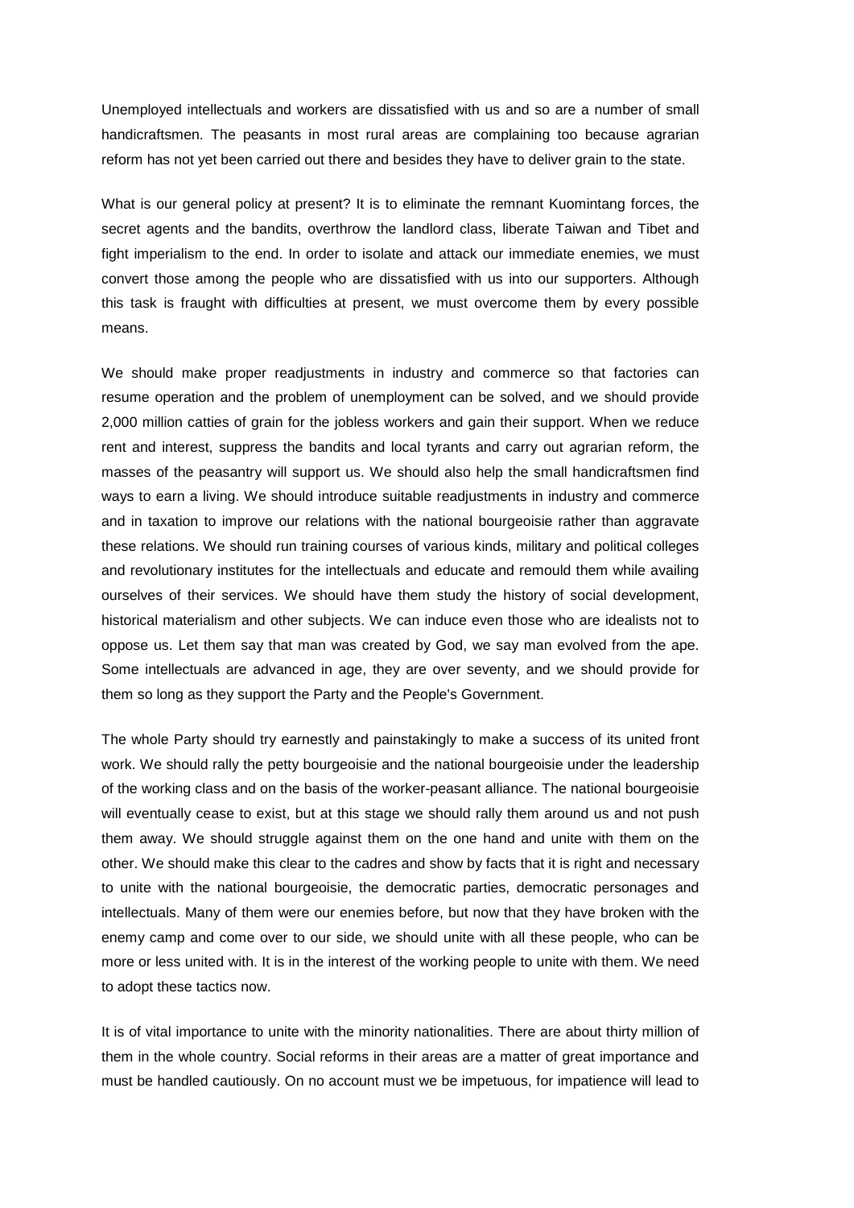Unemployed intellectuals and workers are dissatisfied with us and so are a number of small handicraftsmen. The peasants in most rural areas are complaining too because agrarian reform has not yet been carried out there and besides they have to deliver grain to the state.

What is our general policy at present? It is to eliminate the remnant Kuomintang forces, the secret agents and the bandits, overthrow the landlord class, liberate Taiwan and Tibet and fight imperialism to the end. In order to isolate and attack our immediate enemies, we must convert those among the people who are dissatisfied with us into our supporters. Although this task is fraught with difficulties at present, we must overcome them by every possible means.

We should make proper readjustments in industry and commerce so that factories can resume operation and the problem of unemployment can be solved, and we should provide 2,000 million catties of grain for the jobless workers and gain their support. When we reduce rent and interest, suppress the bandits and local tyrants and carry out agrarian reform, the masses of the peasantry will support us. We should also help the small handicraftsmen find ways to earn a living. We should introduce suitable readjustments in industry and commerce and in taxation to improve our relations with the national bourgeoisie rather than aggravate these relations. We should run training courses of various kinds, military and political colleges and revolutionary institutes for the intellectuals and educate and remould them while availing ourselves of their services. We should have them study the history of social development, historical materialism and other subjects. We can induce even those who are idealists not to oppose us. Let them say that man was created by God, we say man evolved from the ape. Some intellectuals are advanced in age, they are over seventy, and we should provide for them so long as they support the Party and the People's Government.

The whole Party should try earnestly and painstakingly to make a success of its united front work. We should rally the petty bourgeoisie and the national bourgeoisie under the leadership of the working class and on the basis of the worker-peasant alliance. The national bourgeoisie will eventually cease to exist, but at this stage we should rally them around us and not push them away. We should struggle against them on the one hand and unite with them on the other. We should make this clear to the cadres and show by facts that it is right and necessary to unite with the national bourgeoisie, the democratic parties, democratic personages and intellectuals. Many of them were our enemies before, but now that they have broken with the enemy camp and come over to our side, we should unite with all these people, who can be more or less united with. It is in the interest of the working people to unite with them. We need to adopt these tactics now.

It is of vital importance to unite with the minority nationalities. There are about thirty million of them in the whole country. Social reforms in their areas are a matter of great importance and must be handled cautiously. On no account must we be impetuous, for impatience will lead to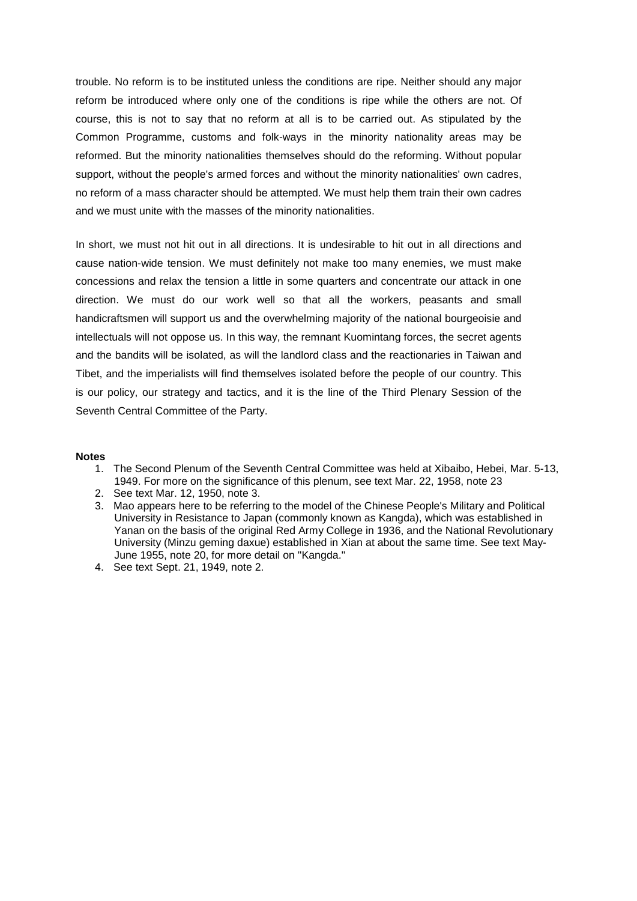trouble. No reform is to be instituted unless the conditions are ripe. Neither should any major reform be introduced where only one of the conditions is ripe while the others are not. Of course, this is not to say that no reform at all is to be carried out. As stipulated by the Common Programme, customs and folk-ways in the minority nationality areas may be reformed. But the minority nationalities themselves should do the reforming. Without popular support, without the people's armed forces and without the minority nationalities' own cadres, no reform of a mass character should be attempted. We must help them train their own cadres and we must unite with the masses of the minority nationalities.

In short, we must not hit out in all directions. It is undesirable to hit out in all directions and cause nation-wide tension. We must definitely not make too many enemies, we must make concessions and relax the tension a little in some quarters and concentrate our attack in one direction. We must do our work well so that all the workers, peasants and small handicraftsmen will support us and the overwhelming majority of the national bourgeoisie and intellectuals will not oppose us. In this way, the remnant Kuomintang forces, the secret agents and the bandits will be isolated, as will the landlord class and the reactionaries in Taiwan and Tibet, and the imperialists will find themselves isolated before the people of our country. This is our policy, our strategy and tactics, and it is the line of the Third Plenary Session of the Seventh Central Committee of the Party.

**Notes**

1. The Second Plenum of the Seventh Central Committee was held at Xibaibo, Hebei, Mar. 5-13, 1949. For more on the significance of this plenum, see text Mar. 22, 1958, note 23
2. See text Mar. 12, 1950, note 3.
3. Mao appears here to be referring to the model of the Chinese People's Military and Political University in Resistance to Japan (commonly known as Kangda), which was established in Yanan on the basis of the original Red Army College in 1936, and the National Revolutionary University (Minzu geming daxue) established in Xian at about the same time. See text May-June 1955, note 20, for more detail on "Kangda."
4. See text Sept. 21, 1949, note 2.